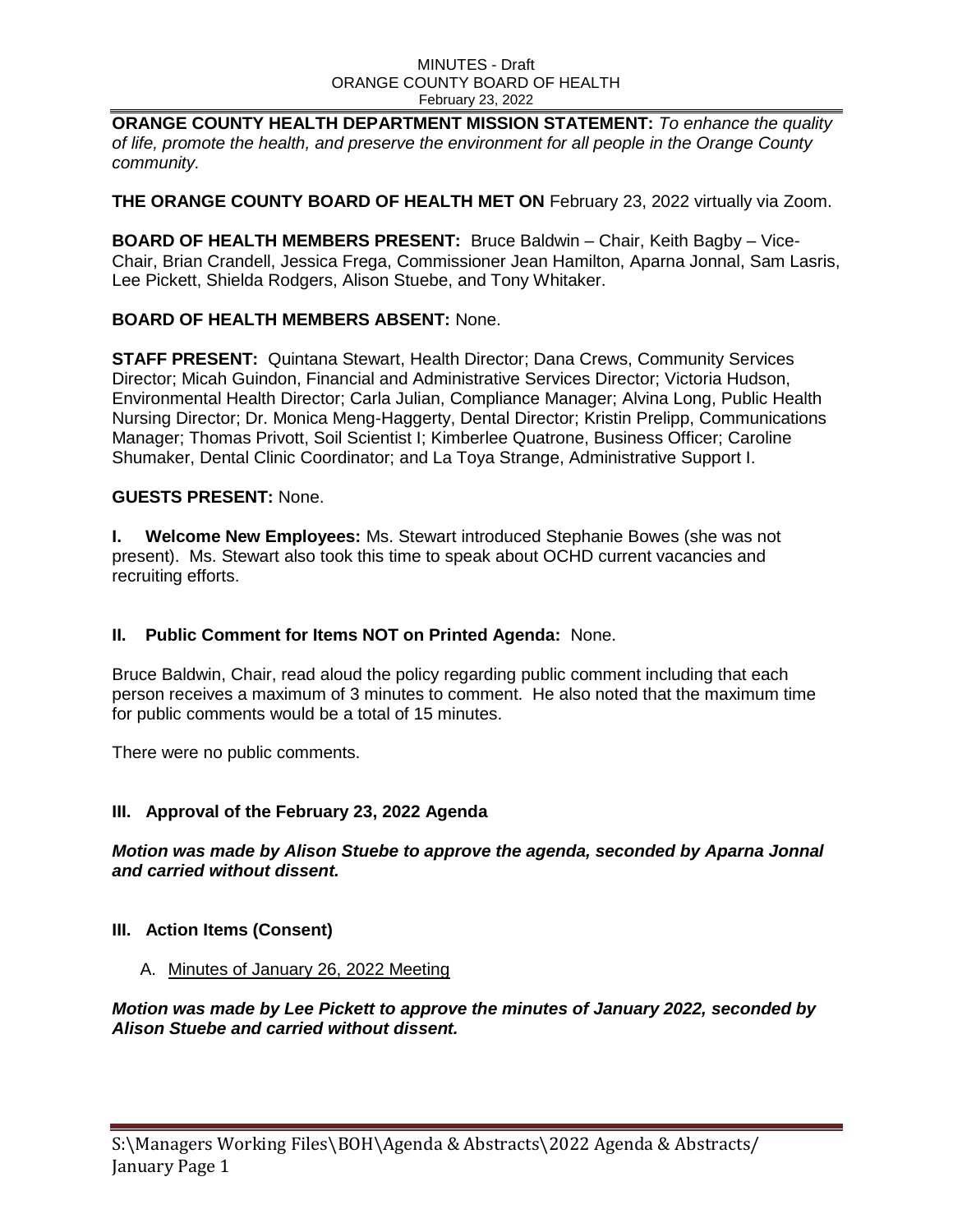MINUTES - Draft
ORANGE COUNTY BOARD OF HEALTH
February 23, 2022

**ORANGE COUNTY HEALTH DEPARTMENT MISSION STATEMENT:** *To enhance the quality of life, promote the health, and preserve the environment for all people in the Orange County community.*

**THE ORANGE COUNTY BOARD OF HEALTH MET ON** February 23, 2022 virtually via Zoom.

**BOARD OF HEALTH MEMBERS PRESENT:** Bruce Baldwin – Chair, Keith Bagby – Vice-Chair, Brian Crandell, Jessica Frega, Commissioner Jean Hamilton, Aparna Jonnal, Sam Lasris, Lee Pickett, Shielda Rodgers, Alison Stuebe, and Tony Whitaker.

**BOARD OF HEALTH MEMBERS ABSENT:** None.

**STAFF PRESENT:** Quintana Stewart, Health Director; Dana Crews, Community Services Director; Micah Guindon, Financial and Administrative Services Director; Victoria Hudson, Environmental Health Director; Carla Julian, Compliance Manager; Alvina Long, Public Health Nursing Director; Dr. Monica Meng-Haggerty, Dental Director; Kristin Prelipp, Communications Manager; Thomas Privott, Soil Scientist I; Kimberlee Quatrone, Business Officer; Caroline Shumaker, Dental Clinic Coordinator; and La Toya Strange, Administrative Support I.

**GUESTS PRESENT:** None.

**I. Welcome New Employees:** Ms. Stewart introduced Stephanie Bowes (she was not present). Ms. Stewart also took this time to speak about OCHD current vacancies and recruiting efforts.

## II. Public Comment for Items NOT on Printed Agenda: None.

Bruce Baldwin, Chair, read aloud the policy regarding public comment including that each person receives a maximum of 3 minutes to comment. He also noted that the maximum time for public comments would be a total of 15 minutes.

There were no public comments.

## III. Approval of the February 23, 2022 Agenda

***Motion was made by Alison Stuebe to approve the agenda, seconded by Aparna Jonnal and carried without dissent.***

## III. Action Items (Consent)

A. Minutes of January 26, 2022 Meeting

***Motion was made by Lee Pickett to approve the minutes of January 2022, seconded by Alison Stuebe and carried without dissent.***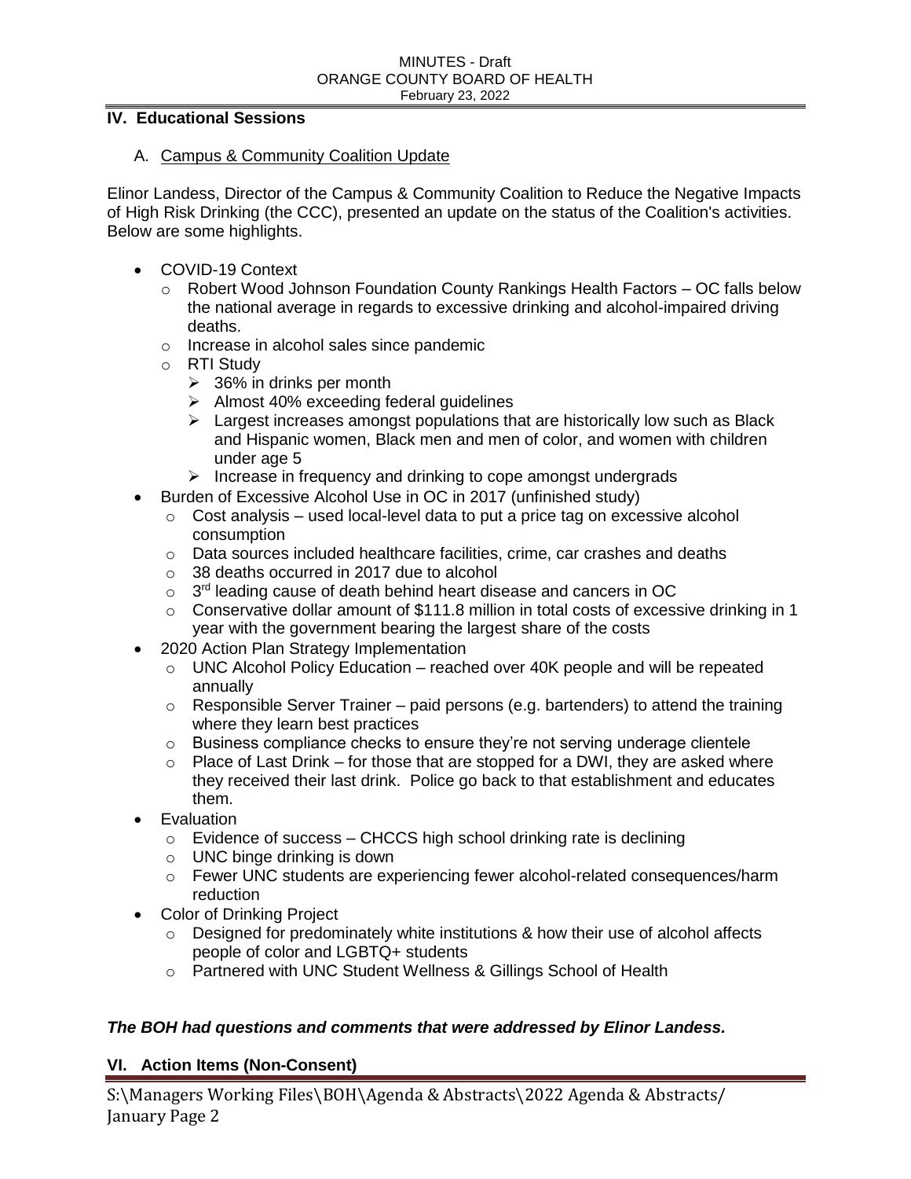## IV. Educational Sessions

### A. Campus & Community Coalition Update

Elinor Landess, Director of the Campus & Community Coalition to Reduce the Negative Impacts of High Risk Drinking (the CCC), presented an update on the status of the Coalition's activities. Below are some highlights.

- COVID-19 Context
  - Robert Wood Johnson Foundation County Rankings Health Factors – OC falls below the national average in regards to excessive drinking and alcohol-impaired driving deaths.
  - Increase in alcohol sales since pandemic
  - RTI Study
    - 36% in drinks per month
    - Almost 40% exceeding federal guidelines
    - Largest increases amongst populations that are historically low such as Black and Hispanic women, Black men and men of color, and women with children under age 5
    - Increase in frequency and drinking to cope amongst undergrads
- Burden of Excessive Alcohol Use in OC in 2017 (unfinished study)
  - Cost analysis – used local-level data to put a price tag on excessive alcohol consumption
  - Data sources included healthcare facilities, crime, car crashes and deaths
  - 38 deaths occurred in 2017 due to alcohol
  - 3rd leading cause of death behind heart disease and cancers in OC
  - Conservative dollar amount of $111.8 million in total costs of excessive drinking in 1 year with the government bearing the largest share of the costs
- 2020 Action Plan Strategy Implementation
  - UNC Alcohol Policy Education – reached over 40K people and will be repeated annually
  - Responsible Server Trainer – paid persons (e.g. bartenders) to attend the training where they learn best practices
  - Business compliance checks to ensure they're not serving underage clientele
  - Place of Last Drink – for those that are stopped for a DWI, they are asked where they received their last drink. Police go back to that establishment and educates them.
- Evaluation
  - Evidence of success – CHCCS high school drinking rate is declining
  - UNC binge drinking is down
  - Fewer UNC students are experiencing fewer alcohol-related consequences/harm reduction
- Color of Drinking Project
  - Designed for predominately white institutions & how their use of alcohol affects people of color and LGBTQ+ students
  - Partnered with UNC Student Wellness & Gillings School of Health

***The BOH had questions and comments that were addressed by Elinor Landess.***

## VI. Action Items (Non-Consent)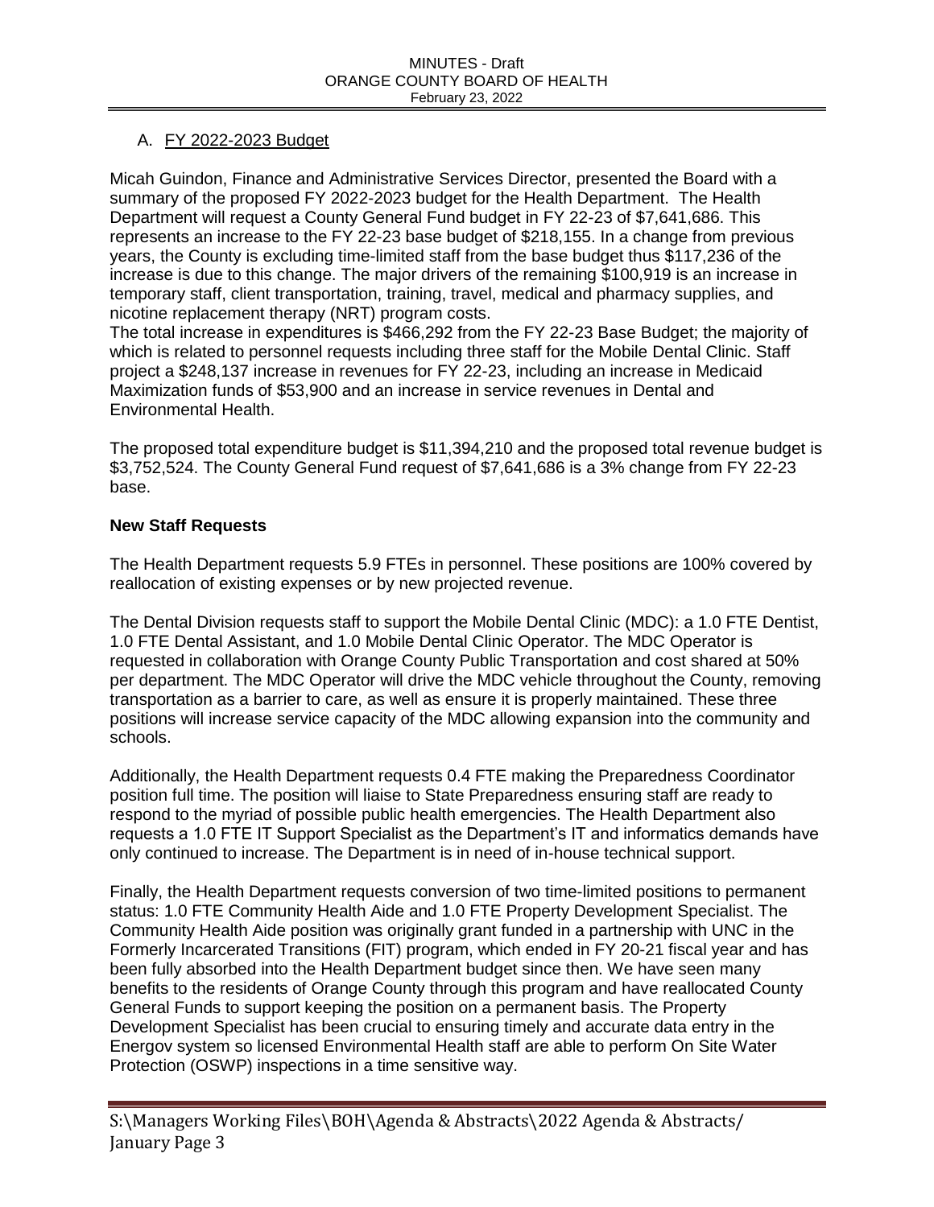A. FY 2022-2023 Budget

Micah Guindon, Finance and Administrative Services Director, presented the Board with a summary of the proposed FY 2022-2023 budget for the Health Department. The Health Department will request a County General Fund budget in FY 22-23 of $7,641,686. This represents an increase to the FY 22-23 base budget of $218,155. In a change from previous years, the County is excluding time-limited staff from the base budget thus $117,236 of the increase is due to this change. The major drivers of the remaining $100,919 is an increase in temporary staff, client transportation, training, travel, medical and pharmacy supplies, and nicotine replacement therapy (NRT) program costs.

The total increase in expenditures is $466,292 from the FY 22-23 Base Budget; the majority of which is related to personnel requests including three staff for the Mobile Dental Clinic. Staff project a $248,137 increase in revenues for FY 22-23, including an increase in Medicaid Maximization funds of $53,900 and an increase in service revenues in Dental and Environmental Health.

The proposed total expenditure budget is $11,394,210 and the proposed total revenue budget is $3,752,524. The County General Fund request of $7,641,686 is a 3% change from FY 22-23 base.

**New Staff Requests**

The Health Department requests 5.9 FTEs in personnel. These positions are 100% covered by reallocation of existing expenses or by new projected revenue.

The Dental Division requests staff to support the Mobile Dental Clinic (MDC): a 1.0 FTE Dentist, 1.0 FTE Dental Assistant, and 1.0 Mobile Dental Clinic Operator. The MDC Operator is requested in collaboration with Orange County Public Transportation and cost shared at 50% per department. The MDC Operator will drive the MDC vehicle throughout the County, removing transportation as a barrier to care, as well as ensure it is properly maintained. These three positions will increase service capacity of the MDC allowing expansion into the community and schools.

Additionally, the Health Department requests 0.4 FTE making the Preparedness Coordinator position full time. The position will liaise to State Preparedness ensuring staff are ready to respond to the myriad of possible public health emergencies. The Health Department also requests a 1.0 FTE IT Support Specialist as the Department's IT and informatics demands have only continued to increase. The Department is in need of in-house technical support.

Finally, the Health Department requests conversion of two time-limited positions to permanent status: 1.0 FTE Community Health Aide and 1.0 FTE Property Development Specialist. The Community Health Aide position was originally grant funded in a partnership with UNC in the Formerly Incarcerated Transitions (FIT) program, which ended in FY 20-21 fiscal year and has been fully absorbed into the Health Department budget since then. We have seen many benefits to the residents of Orange County through this program and have reallocated County General Funds to support keeping the position on a permanent basis. The Property Development Specialist has been crucial to ensuring timely and accurate data entry in the Energov system so licensed Environmental Health staff are able to perform On Site Water Protection (OSWP) inspections in a time sensitive way.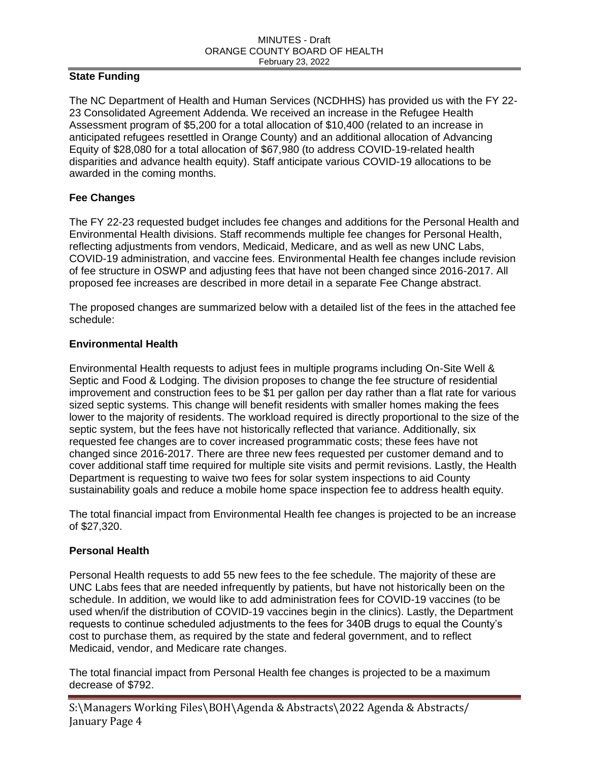## State Funding

The NC Department of Health and Human Services (NCDHHS) has provided us with the FY 22-23 Consolidated Agreement Addenda. We received an increase in the Refugee Health Assessment program of $5,200 for a total allocation of $10,400 (related to an increase in anticipated refugees resettled in Orange County) and an additional allocation of Advancing Equity of $28,080 for a total allocation of $67,980 (to address COVID-19-related health disparities and advance health equity). Staff anticipate various COVID-19 allocations to be awarded in the coming months.

## Fee Changes

The FY 22-23 requested budget includes fee changes and additions for the Personal Health and Environmental Health divisions. Staff recommends multiple fee changes for Personal Health, reflecting adjustments from vendors, Medicaid, Medicare, and as well as new UNC Labs, COVID-19 administration, and vaccine fees. Environmental Health fee changes include revision of fee structure in OSWP and adjusting fees that have not been changed since 2016-2017. All proposed fee increases are described in more detail in a separate Fee Change abstract.

The proposed changes are summarized below with a detailed list of the fees in the attached fee schedule:

## Environmental Health

Environmental Health requests to adjust fees in multiple programs including On-Site Well & Septic and Food & Lodging. The division proposes to change the fee structure of residential improvement and construction fees to be $1 per gallon per day rather than a flat rate for various sized septic systems. This change will benefit residents with smaller homes making the fees lower to the majority of residents. The workload required is directly proportional to the size of the septic system, but the fees have not historically reflected that variance. Additionally, six requested fee changes are to cover increased programmatic costs; these fees have not changed since 2016-2017. There are three new fees requested per customer demand and to cover additional staff time required for multiple site visits and permit revisions. Lastly, the Health Department is requesting to waive two fees for solar system inspections to aid County sustainability goals and reduce a mobile home space inspection fee to address health equity.

The total financial impact from Environmental Health fee changes is projected to be an increase of $27,320.

## Personal Health

Personal Health requests to add 55 new fees to the fee schedule. The majority of these are UNC Labs fees that are needed infrequently by patients, but have not historically been on the schedule. In addition, we would like to add administration fees for COVID-19 vaccines (to be used when/if the distribution of COVID-19 vaccines begin in the clinics). Lastly, the Department requests to continue scheduled adjustments to the fees for 340B drugs to equal the County's cost to purchase them, as required by the state and federal government, and to reflect Medicaid, vendor, and Medicare rate changes.

The total financial impact from Personal Health fee changes is projected to be a maximum decrease of $792.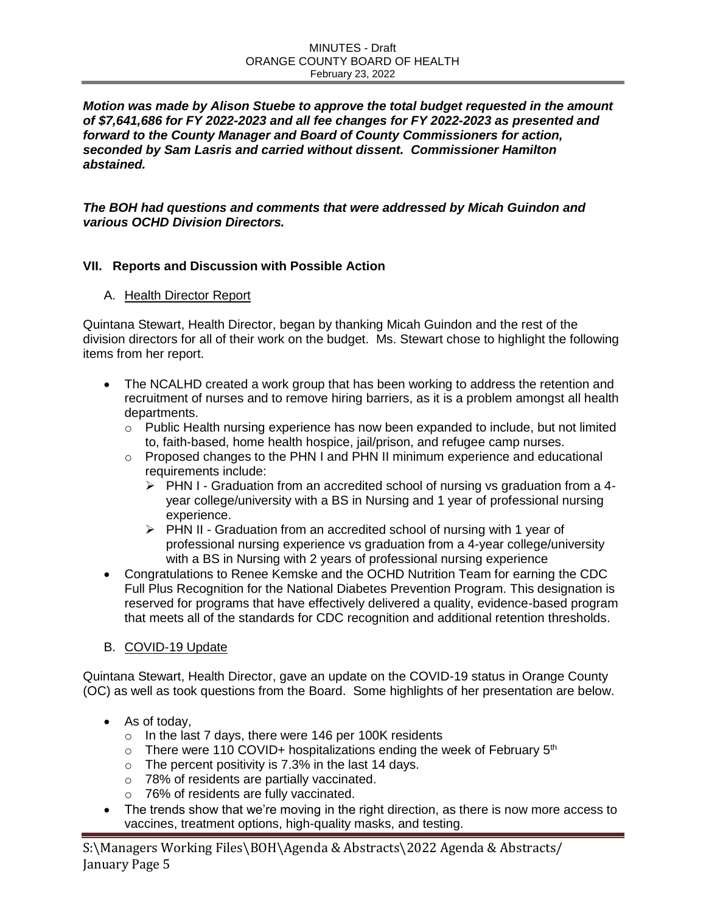***Motion was made by Alison Stuebe to approve the total budget requested in the amount of $7,641,686 for FY 2022-2023 and all fee changes for FY 2022-2023 as presented and forward to the County Manager and Board of County Commissioners for action, seconded by Sam Lasris and carried without dissent. Commissioner Hamilton abstained.***

***The BOH had questions and comments that were addressed by Micah Guindon and various OCHD Division Directors.***

## VII. Reports and Discussion with Possible Action

### A. Health Director Report

Quintana Stewart, Health Director, began by thanking Micah Guindon and the rest of the division directors for all of their work on the budget. Ms. Stewart chose to highlight the following items from her report.

- The NCALHD created a work group that has been working to address the retention and recruitment of nurses and to remove hiring barriers, as it is a problem amongst all health departments.
  - Public Health nursing experience has now been expanded to include, but not limited to, faith-based, home health hospice, jail/prison, and refugee camp nurses.
  - Proposed changes to the PHN I and PHN II minimum experience and educational requirements include:
    - PHN I - Graduation from an accredited school of nursing vs graduation from a 4-year college/university with a BS in Nursing and 1 year of professional nursing experience.
    - PHN II - Graduation from an accredited school of nursing with 1 year of professional nursing experience vs graduation from a 4-year college/university with a BS in Nursing with 2 years of professional nursing experience
- Congratulations to Renee Kemske and the OCHD Nutrition Team for earning the CDC Full Plus Recognition for the National Diabetes Prevention Program. This designation is reserved for programs that have effectively delivered a quality, evidence-based program that meets all of the standards for CDC recognition and additional retention thresholds.

### B. COVID-19 Update

Quintana Stewart, Health Director, gave an update on the COVID-19 status in Orange County (OC) as well as took questions from the Board. Some highlights of her presentation are below.

- As of today,
  - In the last 7 days, there were 146 per 100K residents
  - There were 110 COVID+ hospitalizations ending the week of February 5th
  - The percent positivity is 7.3% in the last 14 days.
  - 78% of residents are partially vaccinated.
  - 76% of residents are fully vaccinated.
- The trends show that we're moving in the right direction, as there is now more access to vaccines, treatment options, high-quality masks, and testing.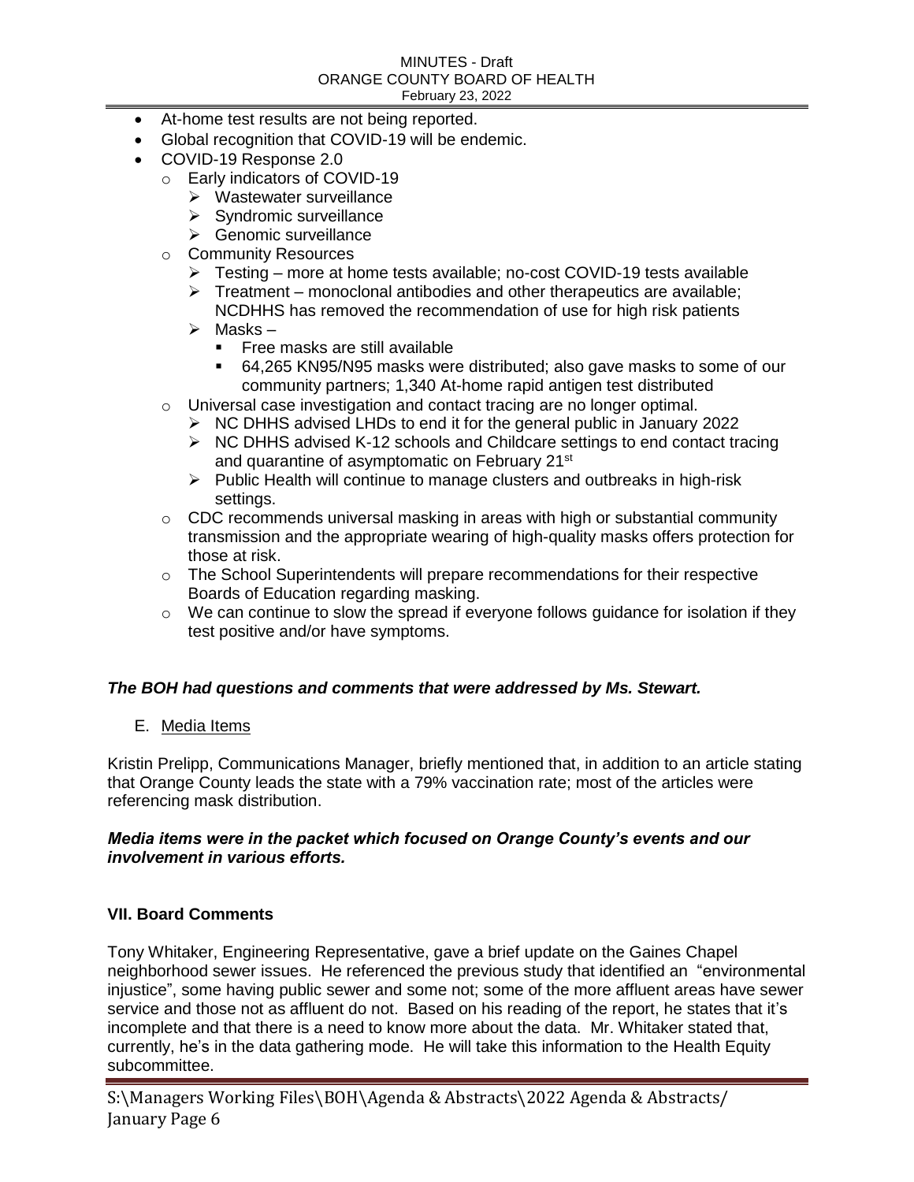- At-home test results are not being reported.
- Global recognition that COVID-19 will be endemic.
- COVID-19 Response 2.0
  - Early indicators of COVID-19
    - Wastewater surveillance
    - Syndromic surveillance
    - Genomic surveillance
  - Community Resources
    - Testing – more at home tests available; no-cost COVID-19 tests available
    - Treatment – monoclonal antibodies and other therapeutics are available; NCDHHS has removed the recommendation of use for high risk patients
    - Masks –
      - Free masks are still available
      - 64,265 KN95/N95 masks were distributed; also gave masks to some of our community partners; 1,340 At-home rapid antigen test distributed
  - Universal case investigation and contact tracing are no longer optimal.
    - NC DHHS advised LHDs to end it for the general public in January 2022
    - NC DHHS advised K-12 schools and Childcare settings to end contact tracing and quarantine of asymptomatic on February 21st
    - Public Health will continue to manage clusters and outbreaks in high-risk settings.
  - CDC recommends universal masking in areas with high or substantial community transmission and the appropriate wearing of high-quality masks offers protection for those at risk.
  - The School Superintendents will prepare recommendations for their respective Boards of Education regarding masking.
  - We can continue to slow the spread if everyone follows guidance for isolation if they test positive and/or have symptoms.

***The BOH had questions and comments that were addressed by Ms. Stewart.***

E. Media Items

Kristin Prelipp, Communications Manager, briefly mentioned that, in addition to an article stating that Orange County leads the state with a 79% vaccination rate; most of the articles were referencing mask distribution.

***Media items were in the packet which focused on Orange County's events and our involvement in various efforts.***

### VII. Board Comments

Tony Whitaker, Engineering Representative, gave a brief update on the Gaines Chapel neighborhood sewer issues. He referenced the previous study that identified an "environmental injustice", some having public sewer and some not; some of the more affluent areas have sewer service and those not as affluent do not. Based on his reading of the report, he states that it's incomplete and that there is a need to know more about the data. Mr. Whitaker stated that, currently, he's in the data gathering mode. He will take this information to the Health Equity subcommittee.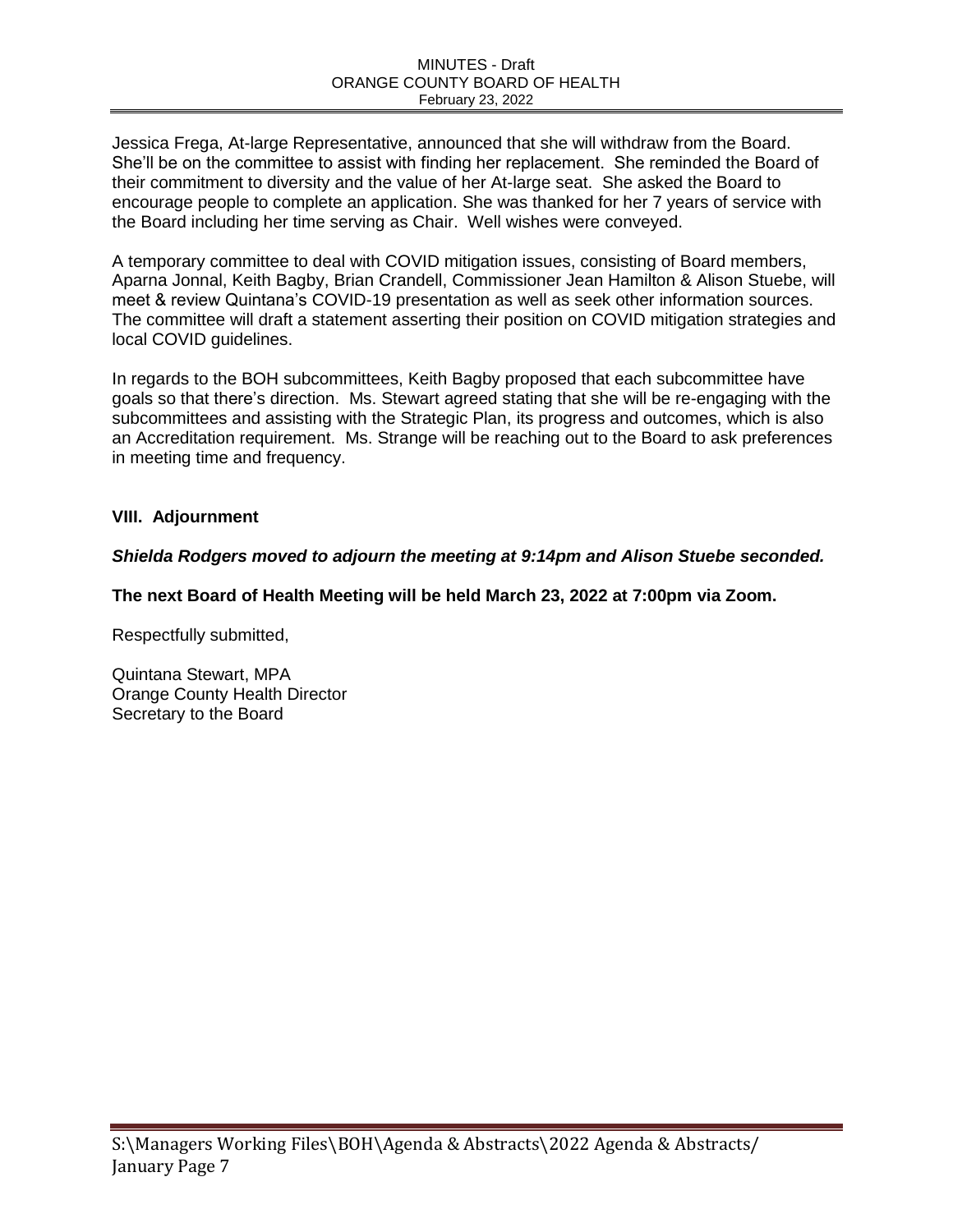Jessica Frega, At-large Representative, announced that she will withdraw from the Board. She'll be on the committee to assist with finding her replacement. She reminded the Board of their commitment to diversity and the value of her At-large seat. She asked the Board to encourage people to complete an application. She was thanked for her 7 years of service with the Board including her time serving as Chair. Well wishes were conveyed.

A temporary committee to deal with COVID mitigation issues, consisting of Board members, Aparna Jonnal, Keith Bagby, Brian Crandell, Commissioner Jean Hamilton & Alison Stuebe, will meet & review Quintana's COVID-19 presentation as well as seek other information sources. The committee will draft a statement asserting their position on COVID mitigation strategies and local COVID guidelines.

In regards to the BOH subcommittees, Keith Bagby proposed that each subcommittee have goals so that there's direction. Ms. Stewart agreed stating that she will be re-engaging with the subcommittees and assisting with the Strategic Plan, its progress and outcomes, which is also an Accreditation requirement. Ms. Strange will be reaching out to the Board to ask preferences in meeting time and frequency.

## VIII. Adjournment

***Shielda Rodgers moved to adjourn the meeting at 9:14pm and Alison Stuebe seconded.***

**The next Board of Health Meeting will be held March 23, 2022 at 7:00pm via Zoom.**

Respectfully submitted,

Quintana Stewart, MPA
Orange County Health Director
Secretary to the Board